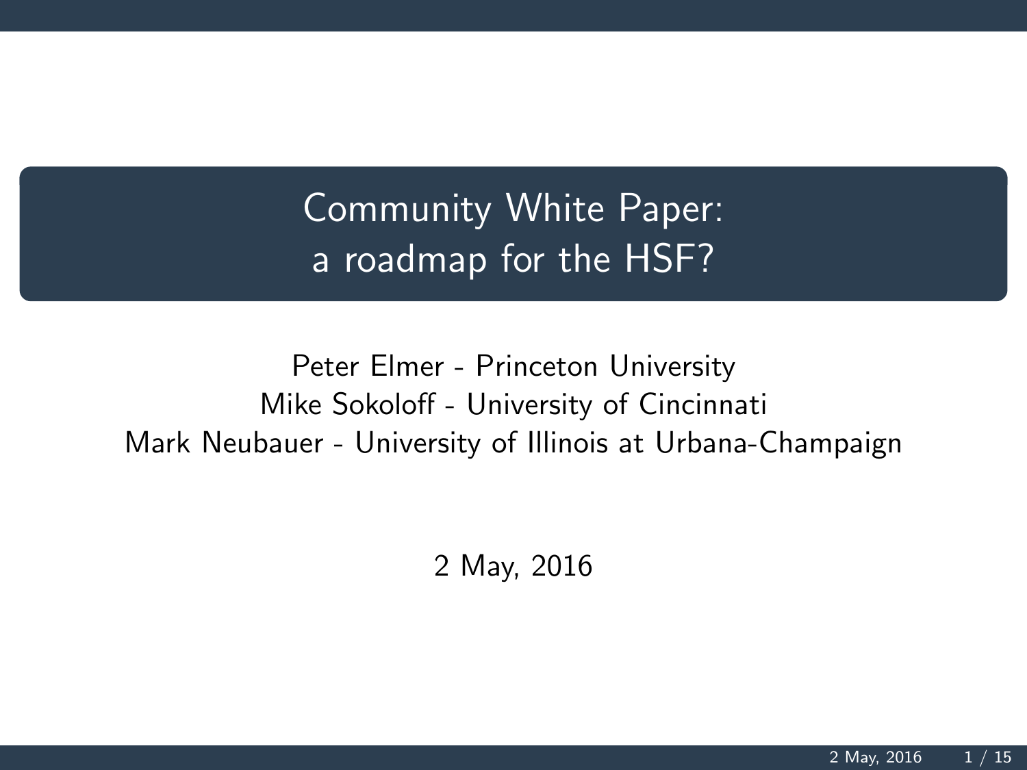# Community White Paper: a roadmap for the HSF?

Peter Elmer - Princeton University
Mike Sokoloff - University of Cincinnati
Mark Neubauer - University of Illinois at Urbana-Champaign

2 May, 2016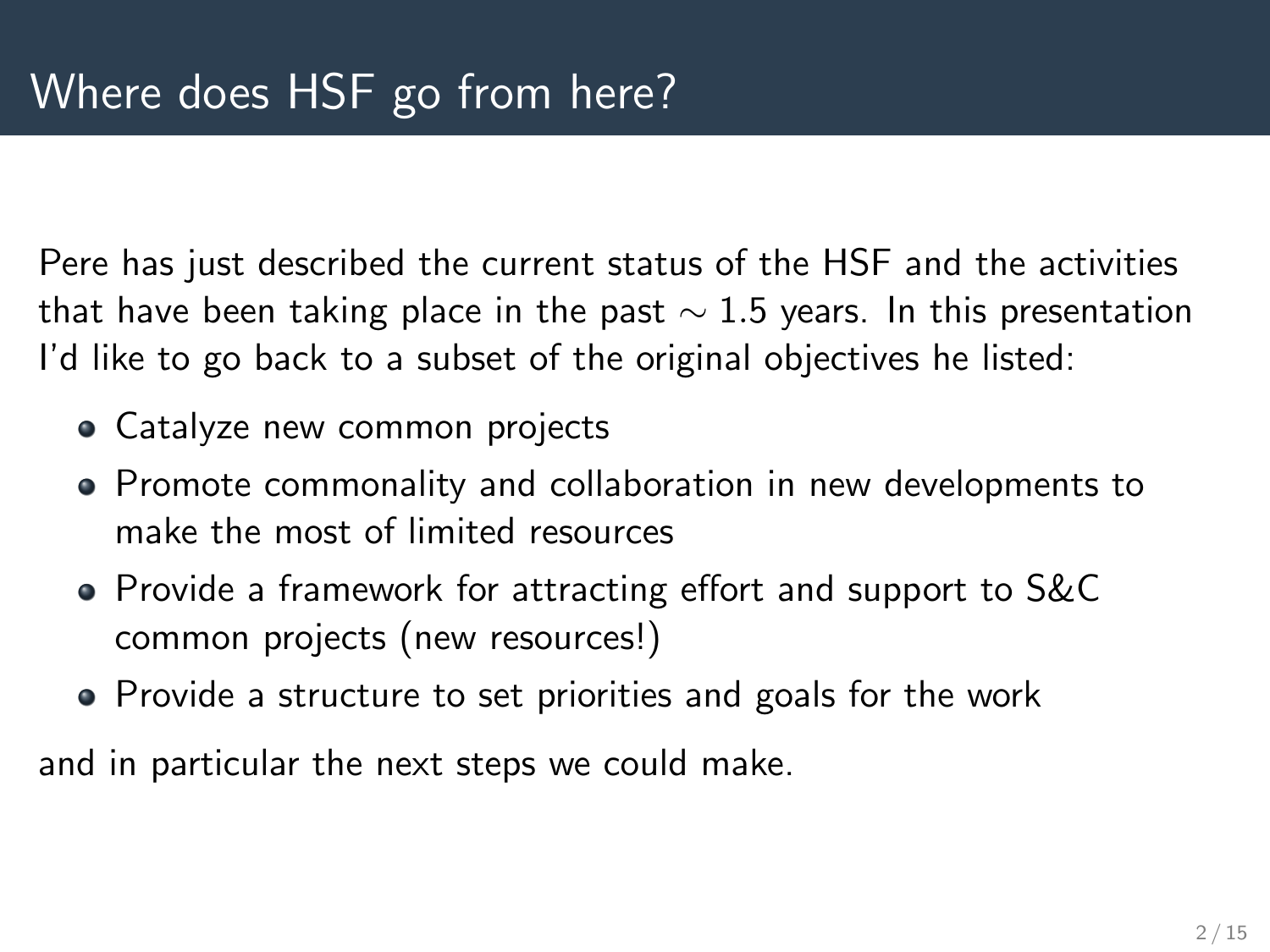# Where does HSF go from here?

Pere has just described the current status of the HSF and the activities that have been taking place in the past $\sim 1.5$ years. In this presentation I'd like to go back to a subset of the original objectives he listed:

- Catalyze new common projects
- Promote commonality and collaboration in new developments to make the most of limited resources
- Provide a framework for attracting effort and support to S&C common projects (new resources!)
- Provide a structure to set priorities and goals for the work

and in particular the next steps we could make.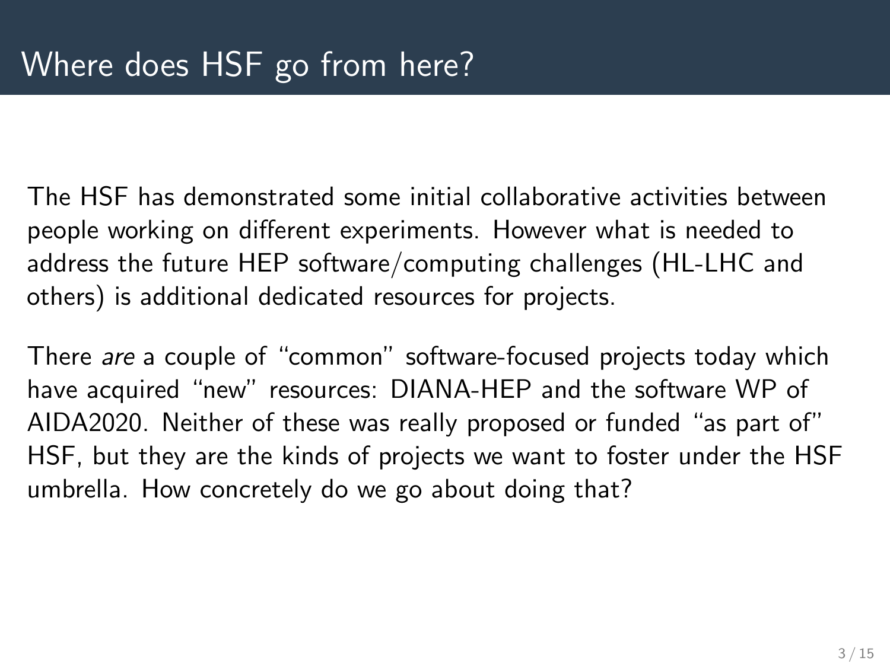# Where does HSF go from here?

The HSF has demonstrated some initial collaborative activities between people working on different experiments. However what is needed to address the future HEP software/computing challenges (HL-LHC and others) is additional dedicated resources for projects.

There *are* a couple of "common" software-focused projects today which have acquired "new" resources: DIANA-HEP and the software WP of AIDA2020. Neither of these was really proposed or funded "as part of" HSF, but they are the kinds of projects we want to foster under the HSF umbrella. How concretely do we go about doing that?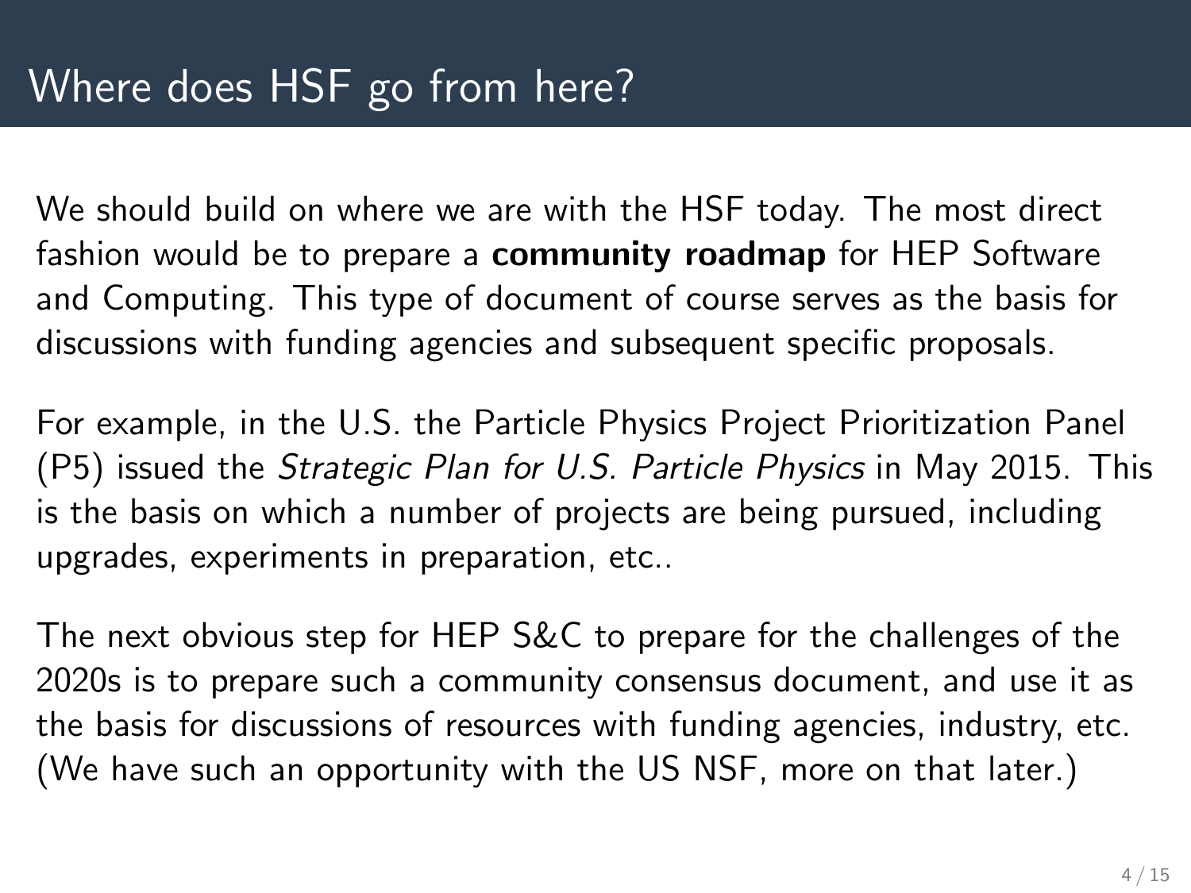# Where does HSF go from here?

We should build on where we are with the HSF today. The most direct fashion would be to prepare a **community roadmap** for HEP Software and Computing. This type of document of course serves as the basis for discussions with funding agencies and subsequent specific proposals.

For example, in the U.S. the Particle Physics Project Prioritization Panel (P5) issued the *Strategic Plan for U.S. Particle Physics* in May 2015. This is the basis on which a number of projects are being pursued, including upgrades, experiments in preparation, etc..

The next obvious step for HEP S&C to prepare for the challenges of the 2020s is to prepare such a community consensus document, and use it as the basis for discussions of resources with funding agencies, industry, etc. (We have such an opportunity with the US NSF, more on that later.)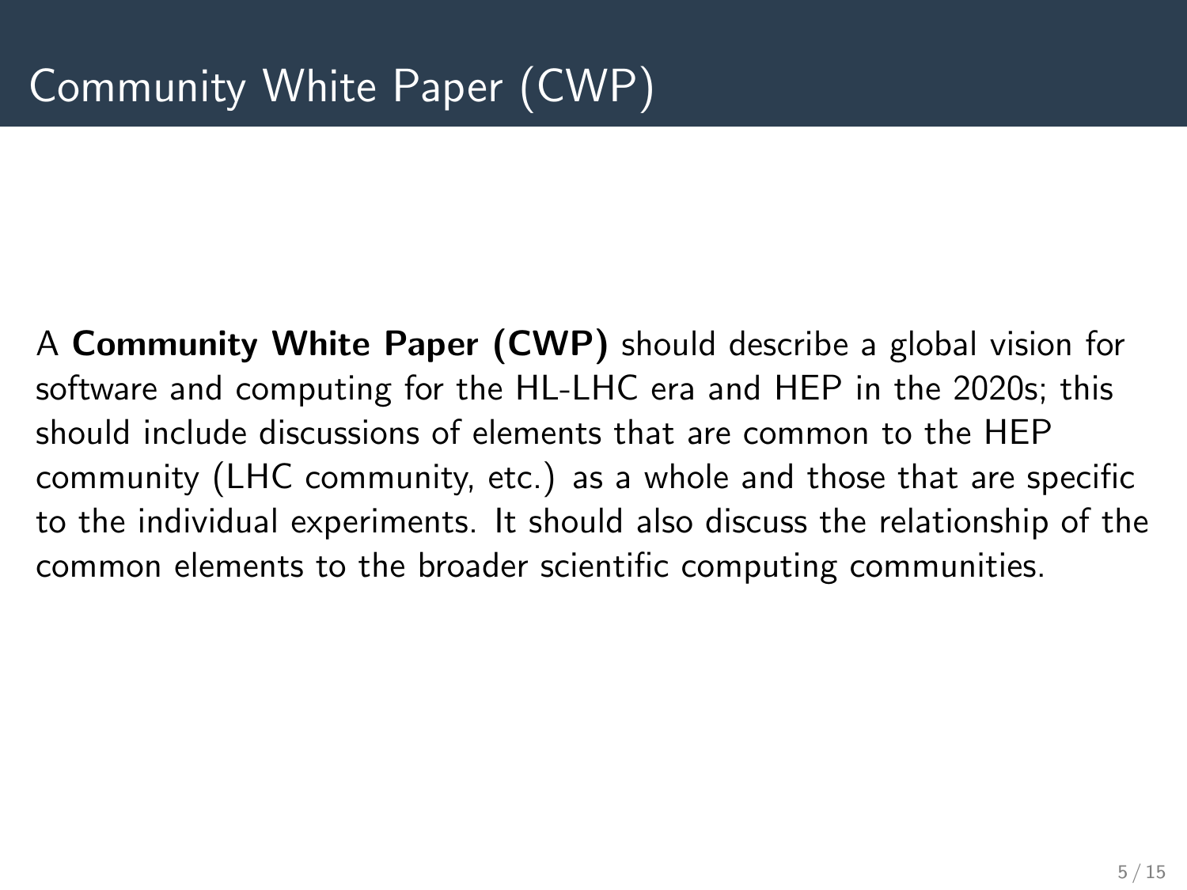# Community White Paper (CWP)

A **Community White Paper (CWP)** should describe a global vision for software and computing for the HL-LHC era and HEP in the 2020s; this should include discussions of elements that are common to the HEP community (LHC community, etc.) as a whole and those that are specific to the individual experiments. It should also discuss the relationship of the common elements to the broader scientific computing communities.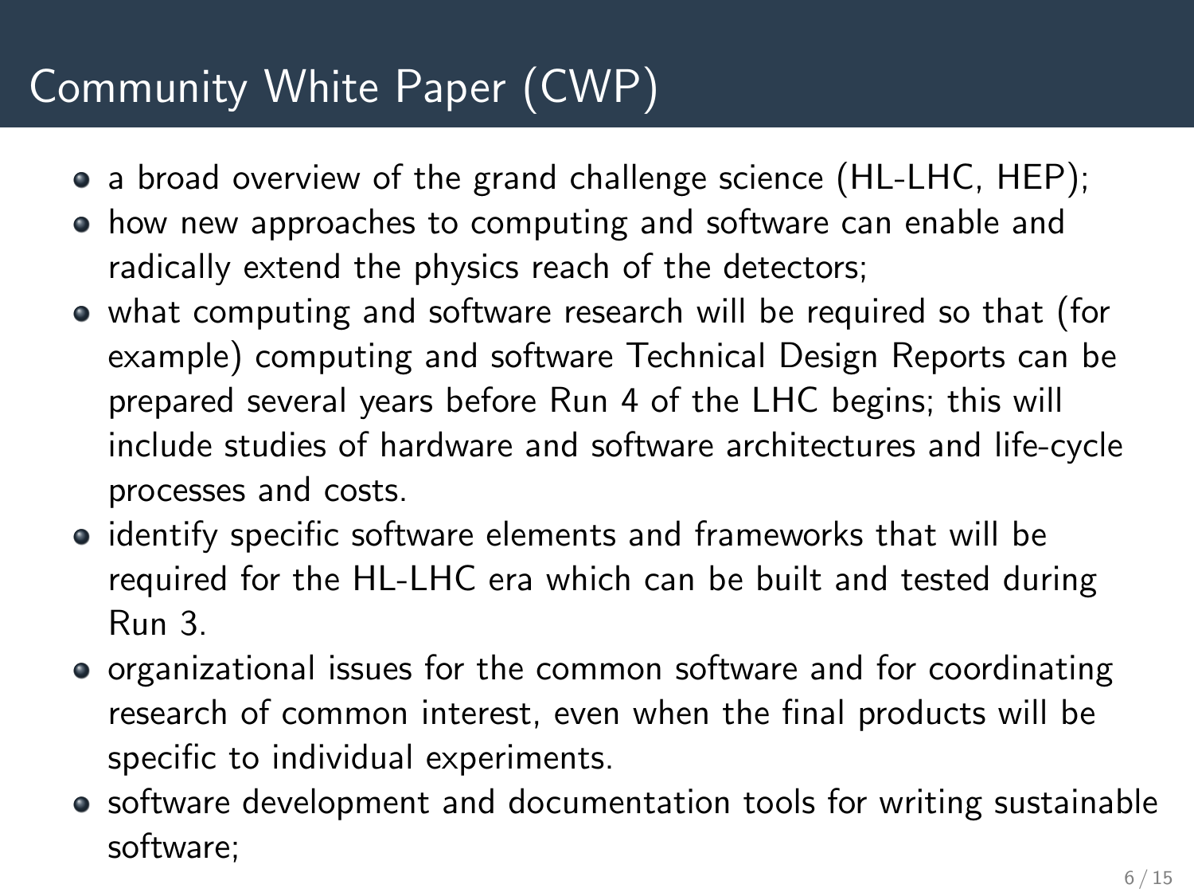# Community White Paper (CWP)

- a broad overview of the grand challenge science (HL-LHC, HEP);
- how new approaches to computing and software can enable and radically extend the physics reach of the detectors;
- what computing and software research will be required so that (for example) computing and software Technical Design Reports can be prepared several years before Run 4 of the LHC begins; this will include studies of hardware and software architectures and life-cycle processes and costs.
- identify specific software elements and frameworks that will be required for the HL-LHC era which can be built and tested during Run 3.
- organizational issues for the common software and for coordinating research of common interest, even when the final products will be specific to individual experiments.
- software development and documentation tools for writing sustainable software;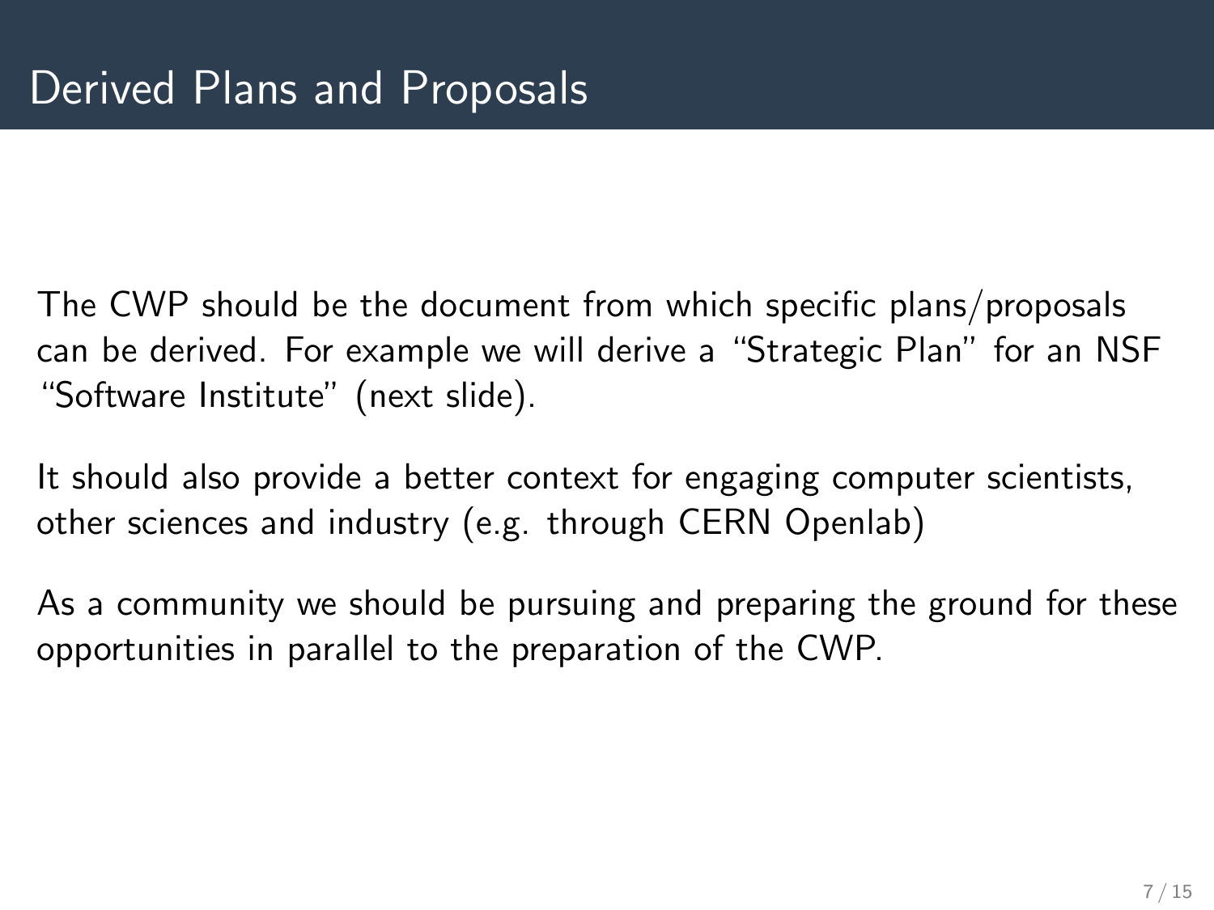# Derived Plans and Proposals

The CWP should be the document from which specific plans/proposals can be derived. For example we will derive a "Strategic Plan" for an NSF "Software Institute" (next slide).

It should also provide a better context for engaging computer scientists, other sciences and industry (e.g. through CERN Openlab)

As a community we should be pursuing and preparing the ground for these opportunities in parallel to the preparation of the CWP.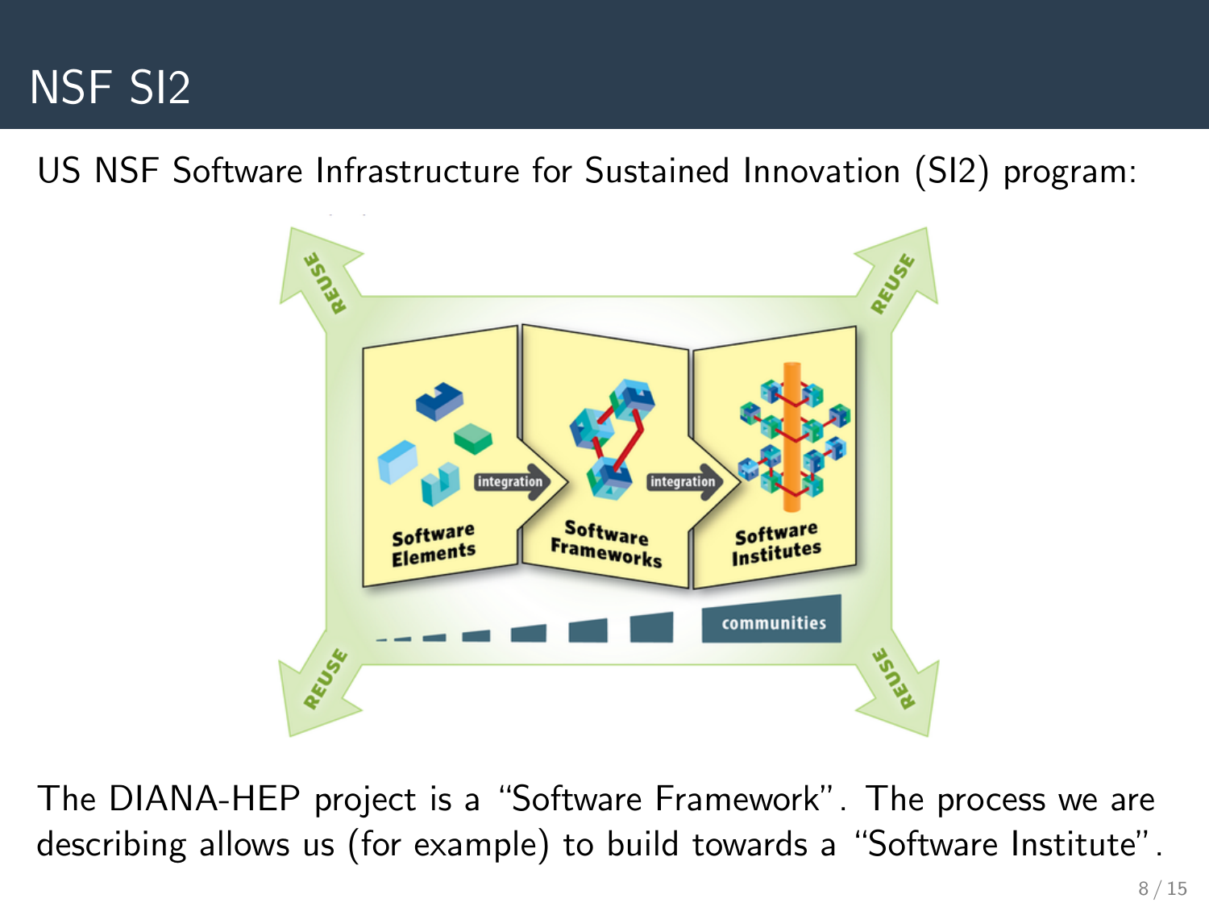# NSF SI2

US NSF Software Infrastructure for Sustained Innovation (SI2) program:

The DIANA-HEP project is a "Software Framework". The process we are describing allows us (for example) to build towards a "Software Institute".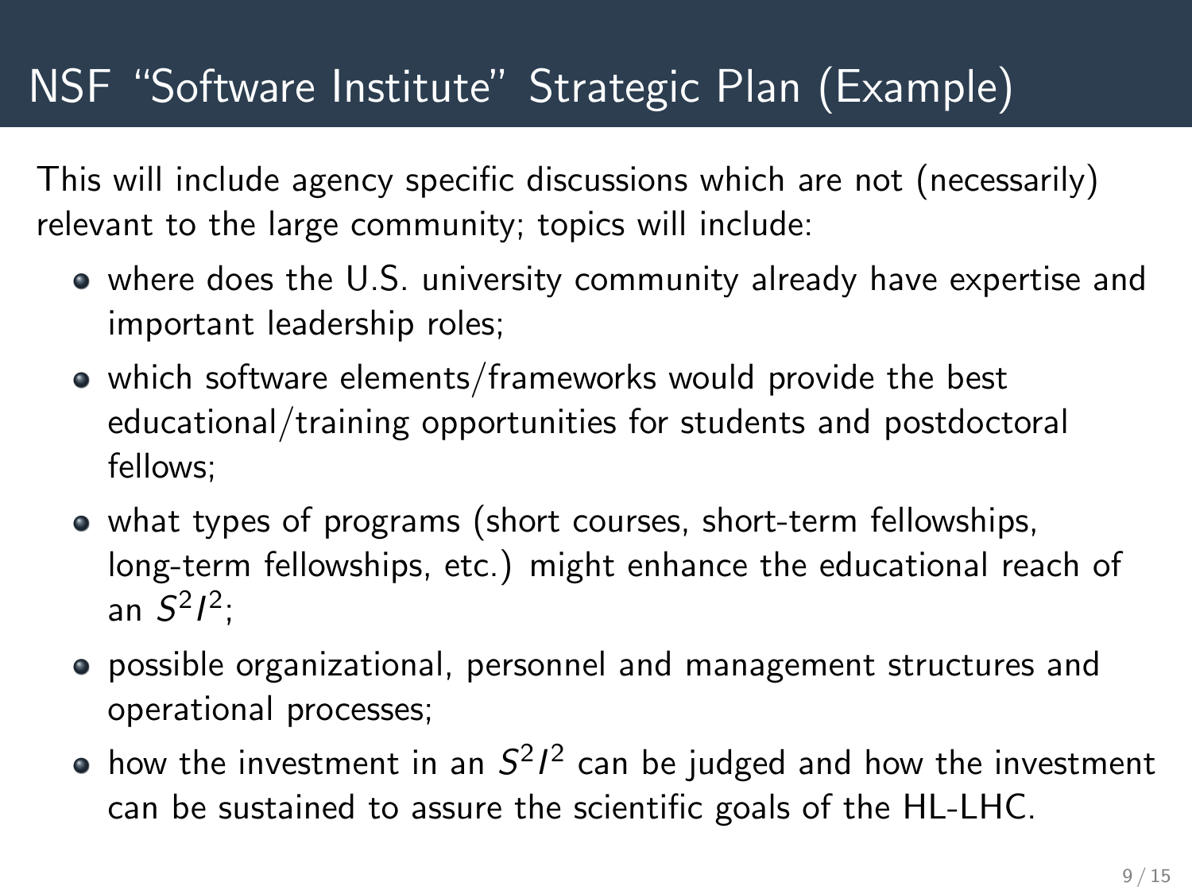# NSF "Software Institute" Strategic Plan (Example)

This will include agency specific discussions which are not (necessarily) relevant to the large community; topics will include:

- where does the U.S. university community already have expertise and important leadership roles;
- which software elements/frameworks would provide the best educational/training opportunities for students and postdoctoral fellows;
- what types of programs (short courses, short-term fellowships, long-term fellowships, etc.) might enhance the educational reach of an $S^2I^2$;
- possible organizational, personnel and management structures and operational processes;
- how the investment in an $S^2I^2$ can be judged and how the investment can be sustained to assure the scientific goals of the HL-LHC.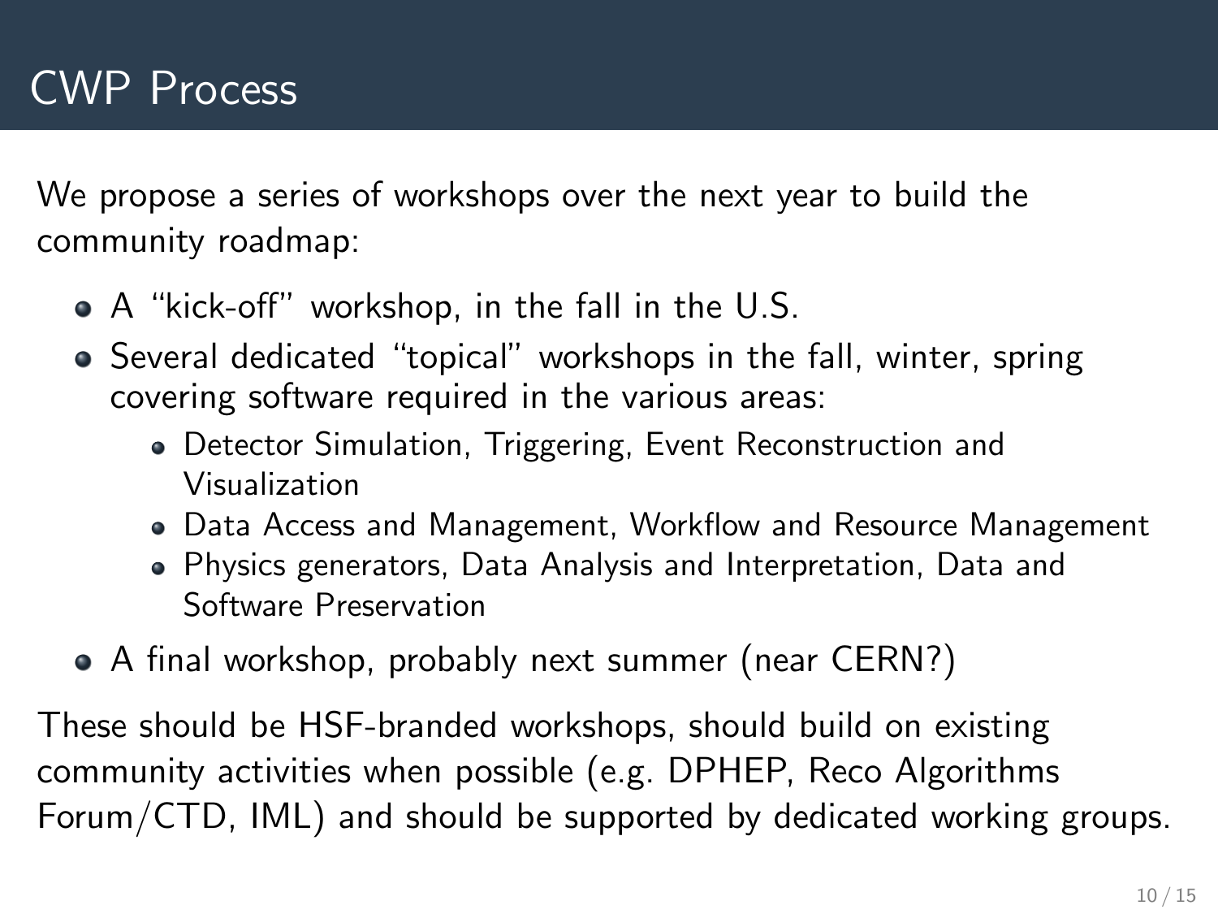# CWP Process

We propose a series of workshops over the next year to build the community roadmap:

- A "kick-off" workshop, in the fall in the U.S.
- Several dedicated "topical" workshops in the fall, winter, spring covering software required in the various areas:
  - Detector Simulation, Triggering, Event Reconstruction and Visualization
  - Data Access and Management, Workflow and Resource Management
  - Physics generators, Data Analysis and Interpretation, Data and Software Preservation
- A final workshop, probably next summer (near CERN?)

These should be HSF-branded workshops, should build on existing community activities when possible (e.g. DPHEP, Reco Algorithms Forum/CTD, IML) and should be supported by dedicated working groups.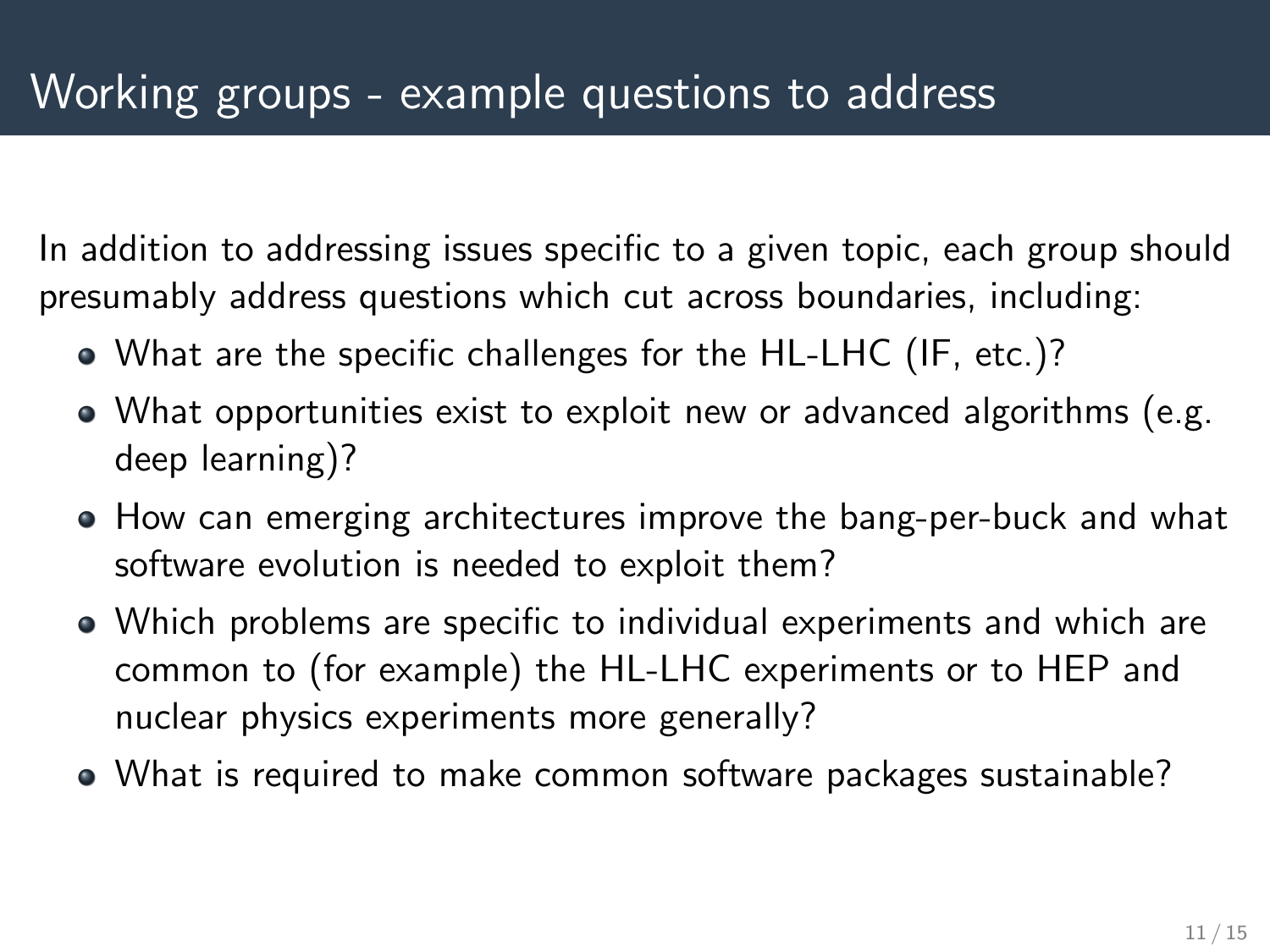# Working groups - example questions to address

In addition to addressing issues specific to a given topic, each group should presumably address questions which cut across boundaries, including:

- What are the specific challenges for the HL-LHC (IF, etc.)?
- What opportunities exist to exploit new or advanced algorithms (e.g. deep learning)?
- How can emerging architectures improve the bang-per-buck and what software evolution is needed to exploit them?
- Which problems are specific to individual experiments and which are common to (for example) the HL-LHC experiments or to HEP and nuclear physics experiments more generally?
- What is required to make common software packages sustainable?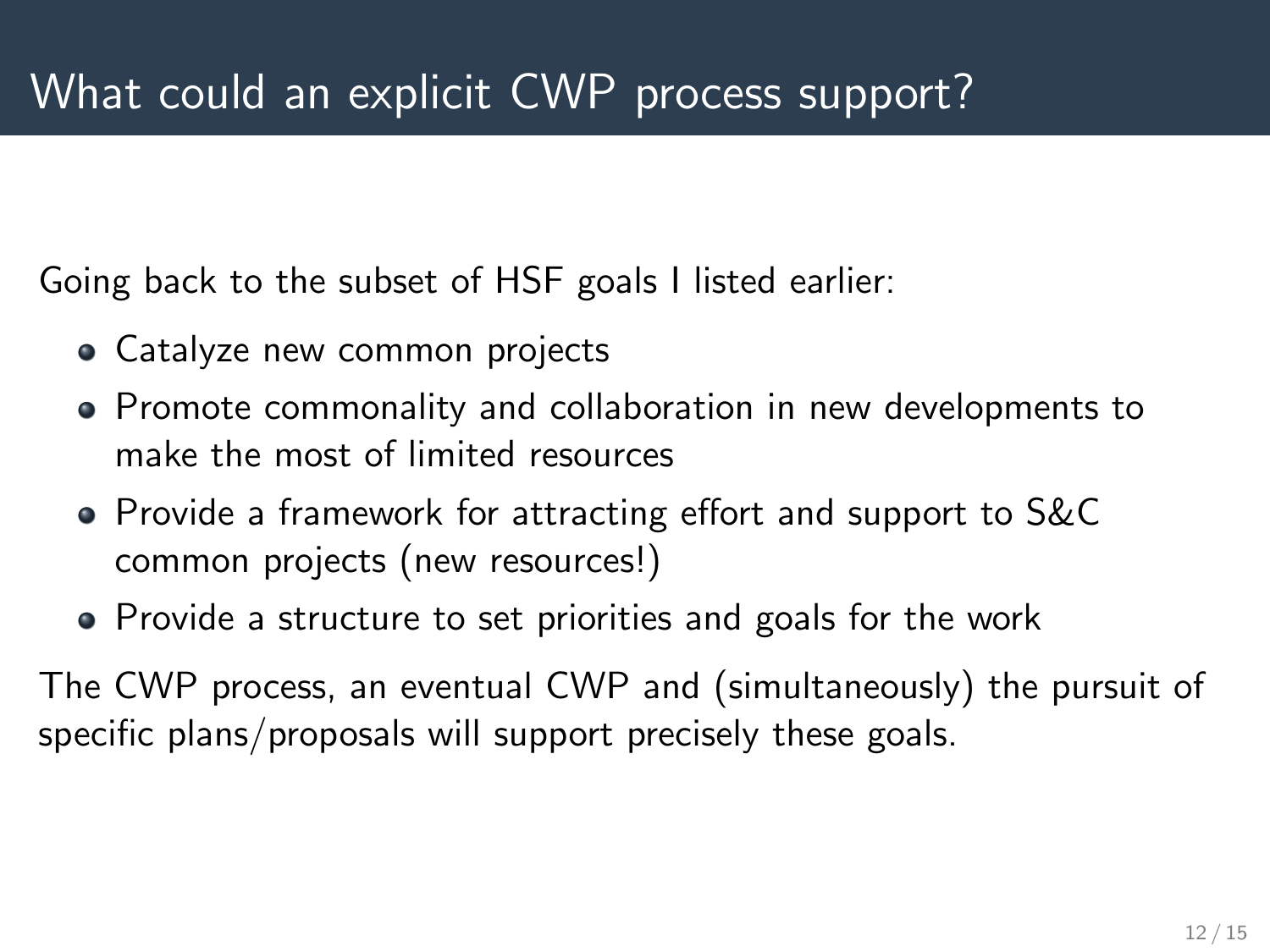# What could an explicit CWP process support?

Going back to the subset of HSF goals I listed earlier:

- Catalyze new common projects
- Promote commonality and collaboration in new developments to make the most of limited resources
- Provide a framework for attracting effort and support to S&C common projects (new resources!)
- Provide a structure to set priorities and goals for the work

The CWP process, an eventual CWP and (simultaneously) the pursuit of specific plans/proposals will support precisely these goals.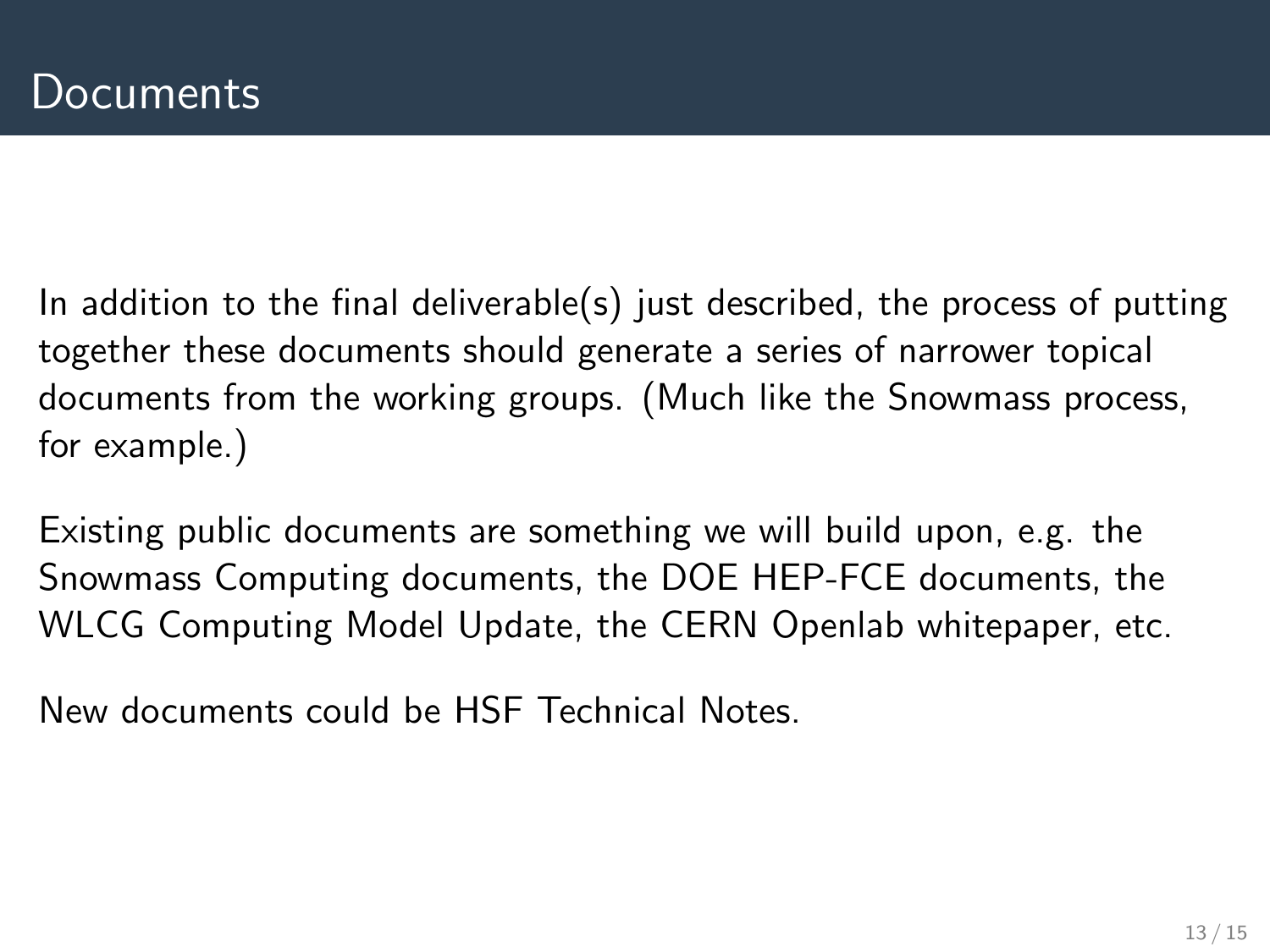# Documents

In addition to the final deliverable(s) just described, the process of putting together these documents should generate a series of narrower topical documents from the working groups. (Much like the Snowmass process, for example.)

Existing public documents are something we will build upon, e.g. the Snowmass Computing documents, the DOE HEP-FCE documents, the WLCG Computing Model Update, the CERN Openlab whitepaper, etc.

New documents could be HSF Technical Notes.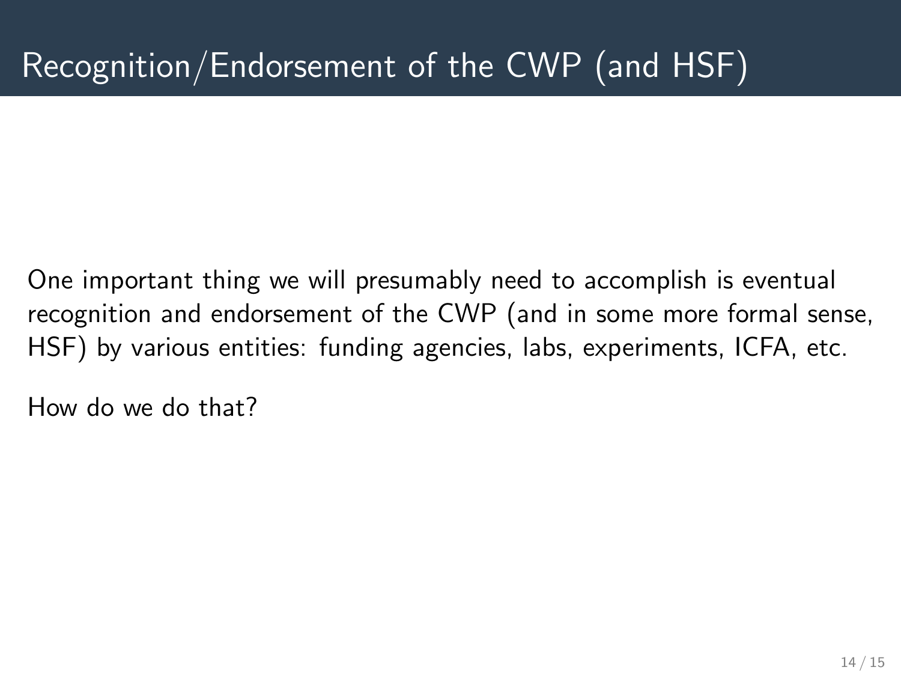# Recognition/Endorsement of the CWP (and HSF)

One important thing we will presumably need to accomplish is eventual recognition and endorsement of the CWP (and in some more formal sense, HSF) by various entities: funding agencies, labs, experiments, ICFA, etc.

How do we do that?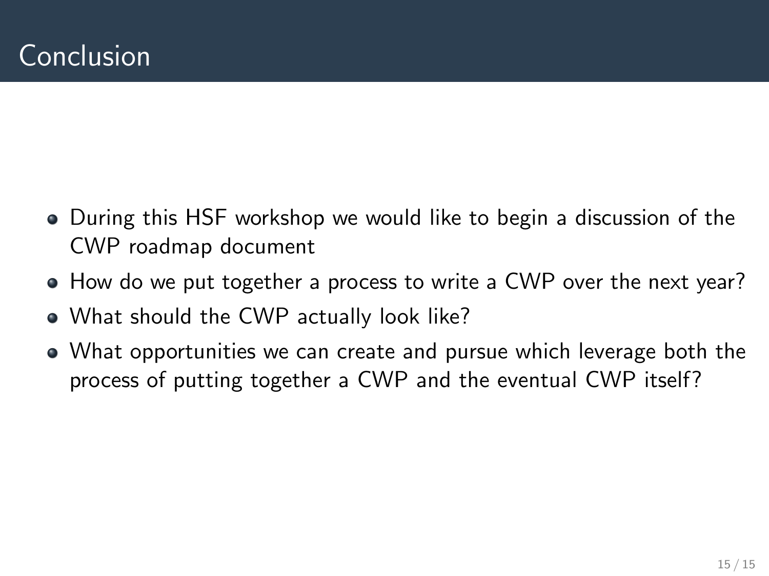# Conclusion

- During this HSF workshop we would like to begin a discussion of the CWP roadmap document
- How do we put together a process to write a CWP over the next year?
- What should the CWP actually look like?
- What opportunities we can create and pursue which leverage both the process of putting together a CWP and the eventual CWP itself?